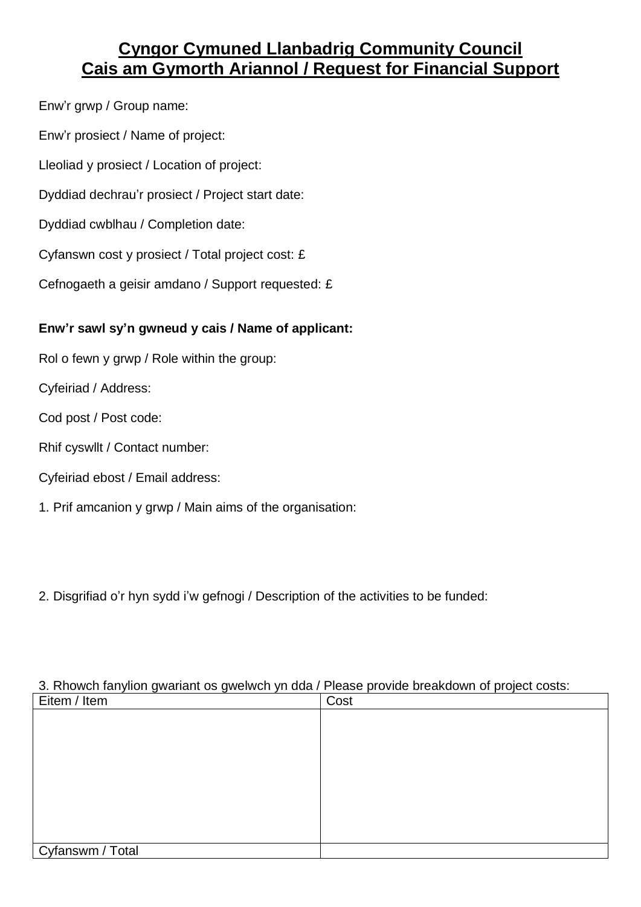# Cyngor Cymuned Llanbadrig Community Council
# Cais am Gymorth Ariannol / Request for Financial Support

Enw'r grwp / Group name:

Enw'r prosiect / Name of project:

Lleoliad y prosiect / Location of project:

Dyddiad dechrau'r prosiect / Project start date:

Dyddiad cwblhau / Completion date:

Cyfanswn cost y prosiect / Total project cost: £

Cefnogaeth a geisir amdano / Support requested: £

**Enw'r sawl sy'n gwneud y cais / Name of applicant:**

Rol o fewn y grwp / Role within the group:

Cyfeiriad / Address:

Cod post / Post code:

Rhif cyswllt / Contact number:

Cyfeiriad ebost / Email address:

1. Prif amcanion y grwp / Main aims of the organisation:

2. Disgrifiad o'r hyn sydd i'w gefnogi / Description of the activities to be funded:

3. Rhowch fanylion gwariant os gwelwch yn dda / Please provide breakdown of project costs:

| Eitem / Item | Cost |
|---|---|
| | |
| Cyfanswm / Total | |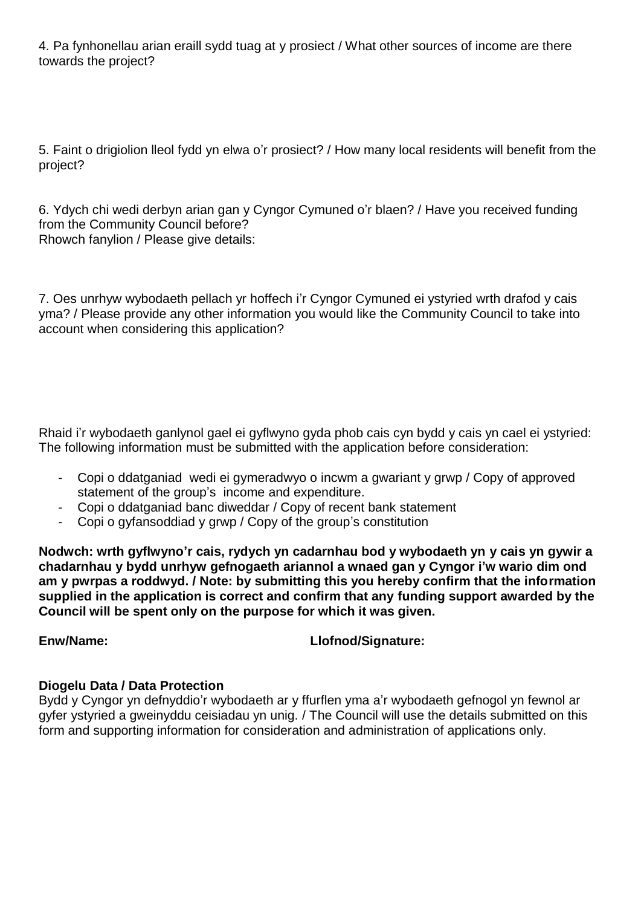4. Pa fynhonellau arian eraill sydd tuag at y prosiect / What other sources of income are there towards the project?

5. Faint o drigiolion lleol fydd yn elwa o'r prosiect? / How many local residents will benefit from the project?

6. Ydych chi wedi derbyn arian gan y Cyngor Cymuned o'r blaen? / Have you received funding from the Community Council before?
Rhowch fanylion / Please give details:

7. Oes unrhyw wybodaeth pellach yr hoffech i'r Cyngor Cymuned ei ystyried wrth drafod y cais yma? / Please provide any other information you would like the Community Council to take into account when considering this application?

Rhaid i'r wybodaeth ganlynol gael ei gyflwyno gyda phob cais cyn bydd y cais yn cael ei ystyried:
The following information must be submitted with the application before consideration:

- Copi o ddatganiad wedi ei gymeradwyo o incwm a gwariant y grwp / Copy of approved statement of the group's income and expenditure.
- Copi o ddatganiad banc diweddar / Copy of recent bank statement
- Copi o gyfansoddiad y grwp / Copy of the group's constitution

**Nodwch: wrth gyflwyno'r cais, rydych yn cadarnhau bod y wybodaeth yn y cais yn gywir a chadarnhau y bydd unrhyw gefnogaeth ariannol a wnaed gan y Cyngor i'w wario dim ond am y pwrpas a roddwyd. / Note: by submitting this you hereby confirm that the information supplied in the application is correct and confirm that any funding support awarded by the Council will be spent only on the purpose for which it was given.**

**Enw/Name:** **Llofnod/Signature:**

**Diogelu Data / Data Protection**

Bydd y Cyngor yn defnyddio'r wybodaeth ar y ffurflen yma a'r wybodaeth gefnogol yn fewnol ar gyfer ystyried a gweinyddu ceisiadau yn unig. / The Council will use the details submitted on this form and supporting information for consideration and administration of applications only.